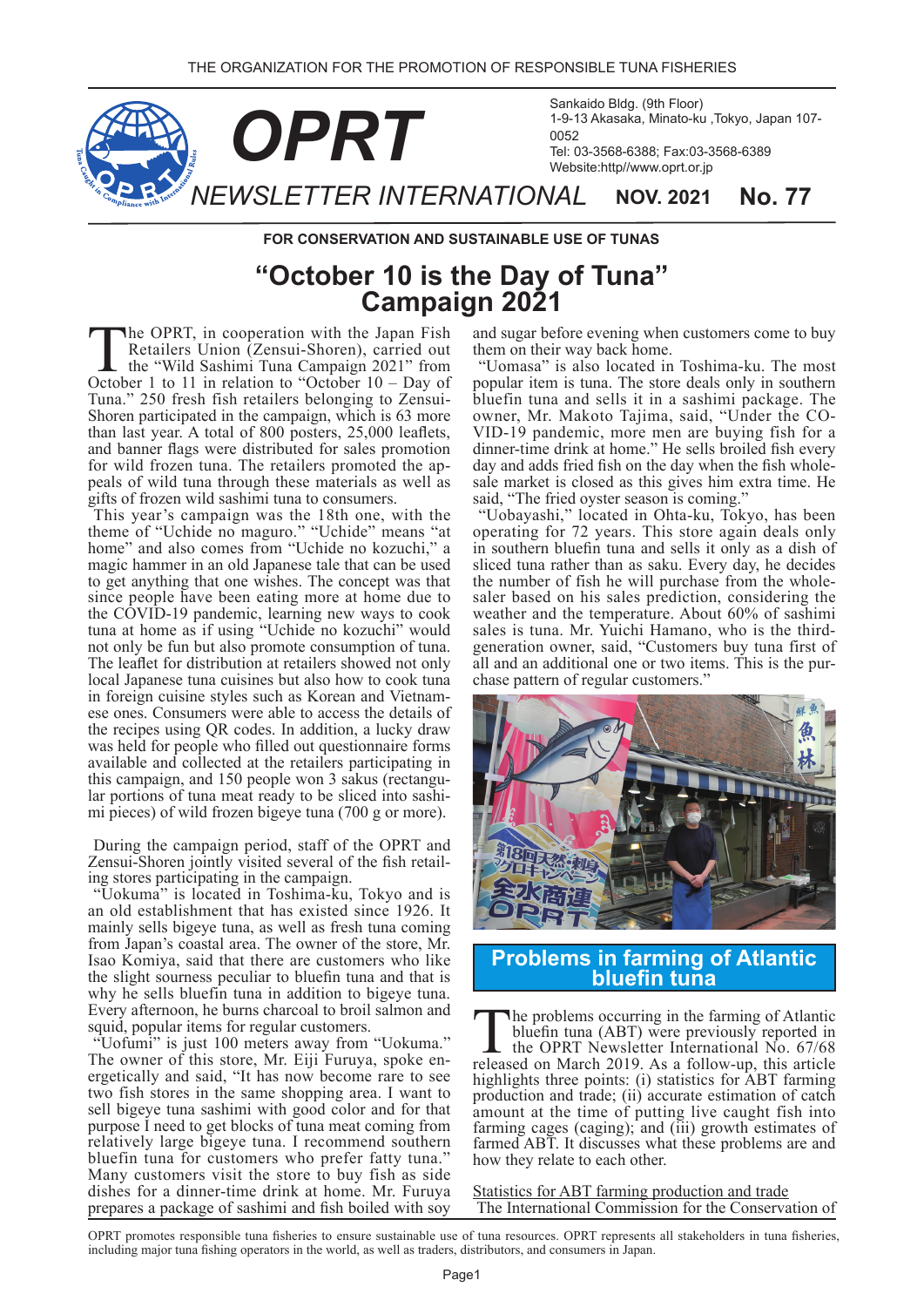THE ORGANIZATION FOR THE PROMOTION OF RESPONSIBLE TUNA FISHERIES

# OPRT NEWSLETTER INTERNATIONAL

Sankaido Bldg. (9th Floor)
1-9-13 Akasaka, Minato-ku ,Tokyo, Japan 107-0052
Tel: 03-3568-6388; Fax:03-3568-6389
Website:http//www.oprt.or.jp

**NOV. 2021 No. 77**

**FOR CONSERVATION AND SUSTAINABLE USE OF TUNAS**

## "October 10 is the Day of Tuna" Campaign 2021

The OPRT, in cooperation with the Japan Fish Retailers Union (Zensui-Shoren), carried out the "Wild Sashimi Tuna Campaign 2021" from October 1 to 11 in relation to "October 10 – Day of Tuna." 250 fresh fish retailers belonging to Zensui-Shoren participated in the campaign, which is 63 more than last year. A total of 800 posters, 25,000 leaflets, and banner flags were distributed for sales promotion for wild frozen tuna. The retailers promoted the appeals of wild tuna through these materials as well as gifts of frozen wild sashimi tuna to consumers.

This year's campaign was the 18th one, with the theme of "Uchide no maguro." "Uchide" means "at home" and also comes from "Uchide no kozuchi," a magic hammer in an old Japanese tale that can be used to get anything that one wishes. The concept was that since people have been eating more at home due to the COVID-19 pandemic, learning new ways to cook tuna at home as if using "Uchide no kozuchi" would not only be fun but also promote consumption of tuna. The leaflet for distribution at retailers showed not only local Japanese tuna cuisines but also how to cook tuna in foreign cuisine styles such as Korean and Vietnamese ones. Consumers were able to access the details of the recipes using QR codes. In addition, a lucky draw was held for people who filled out questionnaire forms available and collected at the retailers participating in this campaign, and 150 people won 3 sakus (rectangular portions of tuna meat ready to be sliced into sashimi pieces) of wild frozen bigeye tuna (700 g or more).

During the campaign period, staff of the OPRT and Zensui-Shoren jointly visited several of the fish retailing stores participating in the campaign.

"Uokuma" is located in Toshima-ku, Tokyo and is an old establishment that has existed since 1926. It mainly sells bigeye tuna, as well as fresh tuna coming from Japan's coastal area. The owner of the store, Mr. Isao Komiya, said that there are customers who like the slight sourness peculiar to bluefin tuna and that is why he sells bluefin tuna in addition to bigeye tuna. Every afternoon, he burns charcoal to broil salmon and squid, popular items for regular customers.

"Uofumi" is just 100 meters away from "Uokuma." The owner of this store, Mr. Eiji Furuya, spoke energetically and said, "It has now become rare to see two fish stores in the same shopping area. I want to sell bigeye tuna sashimi with good color and for that purpose I need to get blocks of tuna meat coming from relatively large bigeye tuna. I recommend southern bluefin tuna for customers who prefer fatty tuna." Many customers visit the store to buy fish as side dishes for a dinner-time drink at home. Mr. Furuya prepares a package of sashimi and fish boiled with soy and sugar before evening when customers come to buy them on their way back home.

"Uomasa" is also located in Toshima-ku. The most popular item is tuna. The store deals only in southern bluefin tuna and sells it in a sashimi package. The owner, Mr. Makoto Tajima, said, "Under the COVID-19 pandemic, more men are buying fish for a dinner-time drink at home." He sells broiled fish every day and adds fried fish on the day when the fish wholesale market is closed as this gives him extra time. He said, "The fried oyster season is coming."

"Uobayashi," located in Ohta-ku, Tokyo, has been operating for 72 years. This store again deals only in southern bluefin tuna and sells it only as a dish of sliced tuna rather than as saku. Every day, he decides the number of fish he will purchase from the wholesaler based on his sales prediction, considering the weather and the temperature. About 60% of sashimi sales is tuna. Mr. Yuichi Hamano, who is the third-generation owner, said, "Customers buy tuna first of all and an additional one or two items. This is the purchase pattern of regular customers."

## Problems in farming of Atlantic bluefin tuna

The problems occurring in the farming of Atlantic bluefin tuna (ABT) were previously reported in the OPRT Newsletter International No. 67/68 released on March 2019. As a follow-up, this article highlights three points: (i) statistics for ABT farming production and trade; (ii) accurate estimation of catch amount at the time of putting live caught fish into farming cages (caging); and (iii) growth estimates of farmed ABT. It discusses what these problems are and how they relate to each other.

Statistics for ABT farming production and trade

The International Commission for the Conservation of

OPRT promotes responsible tuna fisheries to ensure sustainable use of tuna resources. OPRT represents all stakeholders in tuna fisheries, including major tuna fishing operators in the world, as well as traders, distributors, and consumers in Japan.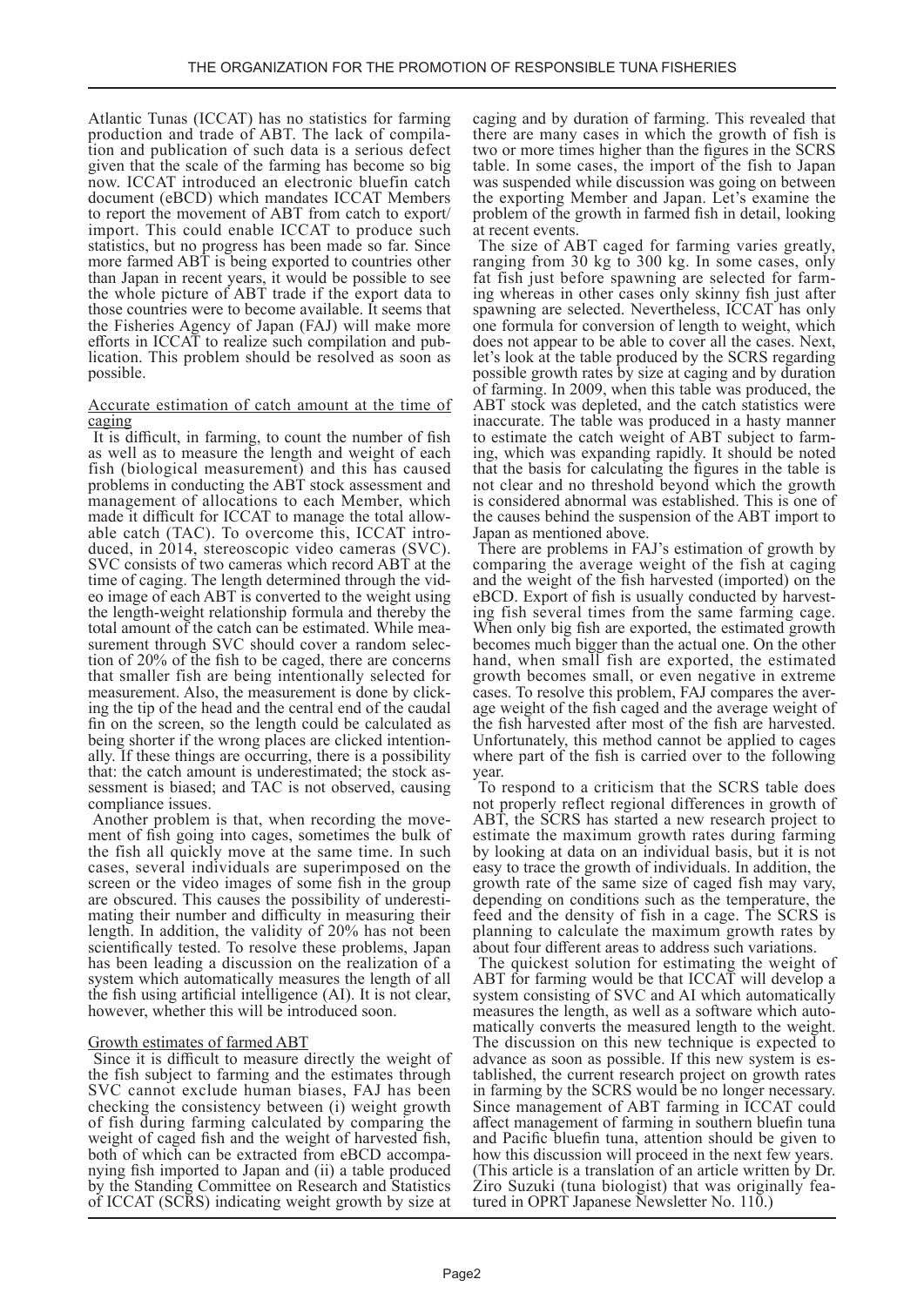Atlantic Tunas (ICCAT) has no statistics for farming production and trade of ABT. The lack of compilation and publication of such data is a serious defect given that the scale of the farming has become so big now. ICCAT introduced an electronic bluefin catch document (eBCD) which mandates ICCAT Members to report the movement of ABT from catch to export/import. This could enable ICCAT to produce such statistics, but no progress has been made so far. Since more farmed ABT is being exported to countries other than Japan in recent years, it would be possible to see the whole picture of ABT trade if the export data to those countries were to become available. It seems that the Fisheries Agency of Japan (FAJ) will make more efforts in ICCAT to realize such compilation and publication. This problem should be resolved as soon as possible.

### Accurate estimation of catch amount at the time of caging

It is difficult, in farming, to count the number of fish as well as to measure the length and weight of each fish (biological measurement) and this has caused problems in conducting the ABT stock assessment and management of allocations to each Member, which made it difficult for ICCAT to manage the total allowable catch (TAC). To overcome this, ICCAT introduced, in 2014, stereoscopic video cameras (SVC). SVC consists of two cameras which record ABT at the time of caging. The length determined through the video image of each ABT is converted to the weight using the length-weight relationship formula and thereby the total amount of the catch can be estimated. While measurement through SVC should cover a random selection of 20% of the fish to be caged, there are concerns that smaller fish are being intentionally selected for measurement. Also, the measurement is done by clicking the tip of the head and the central end of the caudal fin on the screen, so the length could be calculated as being shorter if the wrong places are clicked intentionally. If these things are occurring, there is a possibility that: the catch amount is underestimated; the stock assessment is biased; and TAC is not observed, causing compliance issues.

Another problem is that, when recording the movement of fish going into cages, sometimes the bulk of the fish all quickly move at the same time. In such cases, several individuals are superimposed on the screen or the video images of some fish in the group are obscured. This causes the possibility of underestimating their number and difficulty in measuring their length. In addition, the validity of 20% has not been scientifically tested. To resolve these problems, Japan has been leading a discussion on the realization of a system which automatically measures the length of all the fish using artificial intelligence (AI). It is not clear, however, whether this will be introduced soon.

### Growth estimates of farmed ABT

Since it is difficult to measure directly the weight of the fish subject to farming and the estimates through SVC cannot exclude human biases, FAJ has been checking the consistency between (i) weight growth of fish during farming calculated by comparing the weight of caged fish and the weight of harvested fish, both of which can be extracted from eBCD accompanying fish imported to Japan and (ii) a table produced by the Standing Committee on Research and Statistics of ICCAT (SCRS) indicating weight growth by size at caging and by duration of farming. This revealed that there are many cases in which the growth of fish is two or more times higher than the figures in the SCRS table. In some cases, the import of the fish to Japan was suspended while discussion was going on between the exporting Member and Japan. Let's examine the problem of the growth in farmed fish in detail, looking at recent events.

The size of ABT caged for farming varies greatly, ranging from 30 kg to 300 kg. In some cases, only fat fish just before spawning are selected for farming whereas in other cases only skinny fish just after spawning are selected. Nevertheless, ICCAT has only one formula for conversion of length to weight, which does not appear to be able to cover all the cases. Next, let's look at the table produced by the SCRS regarding possible growth rates by size at caging and by duration of farming. In 2009, when this table was produced, the ABT stock was depleted, and the catch statistics were inaccurate. The table was produced in a hasty manner to estimate the catch weight of ABT subject to farming, which was expanding rapidly. It should be noted that the basis for calculating the figures in the table is not clear and no threshold beyond which the growth is considered abnormal was established. This is one of the causes behind the suspension of the ABT import to Japan as mentioned above.

There are problems in FAJ's estimation of growth by comparing the average weight of the fish at caging and the weight of the fish harvested (imported) on the eBCD. Export of fish is usually conducted by harvesting fish several times from the same farming cage. When only big fish are exported, the estimated growth becomes much bigger than the actual one. On the other hand, when small fish are exported, the estimated growth becomes small, or even negative in extreme cases. To resolve this problem, FAJ compares the average weight of the fish caged and the average weight of the fish harvested after most of the fish are harvested. Unfortunately, this method cannot be applied to cages where part of the fish is carried over to the following year.

To respond to a criticism that the SCRS table does not properly reflect regional differences in growth of ABT, the SCRS has started a new research project to estimate the maximum growth rates during farming by looking at data on an individual basis, but it is not easy to trace the growth of individuals. In addition, the growth rate of the same size of caged fish may vary, depending on conditions such as the temperature, the feed and the density of fish in a cage. The SCRS is planning to calculate the maximum growth rates by about four different areas to address such variations.

The quickest solution for estimating the weight of ABT for farming would be that ICCAT will develop a system consisting of SVC and AI which automatically measures the length, as well as a software which automatically converts the measured length to the weight. The discussion on this new technique is expected to advance as soon as possible. If this new system is established, the current research project on growth rates in farming by the SCRS would be no longer necessary. Since management of ABT farming in ICCAT could affect management of farming in southern bluefin tuna and Pacific bluefin tuna, attention should be given to how this discussion will proceed in the next few years. (This article is a translation of an article written by Dr. Ziro Suzuki (tuna biologist) that was originally featured in OPRT Japanese Newsletter No. 110.)